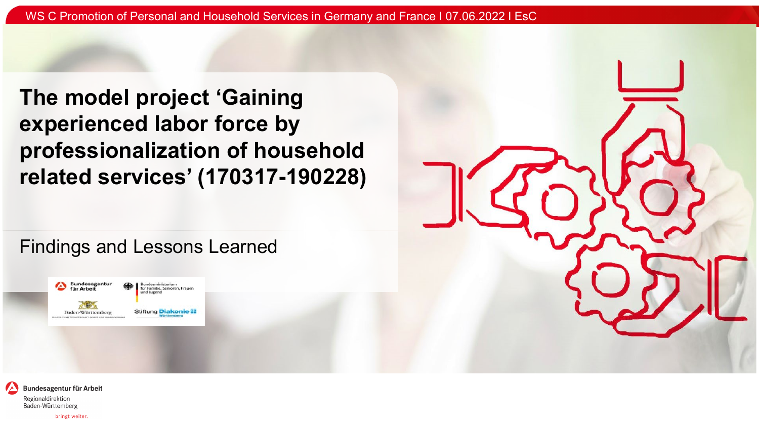# The model project 'Gaining experienced labor force by professionalization of household related services' (170317-190228)

Findings and Lessons Learned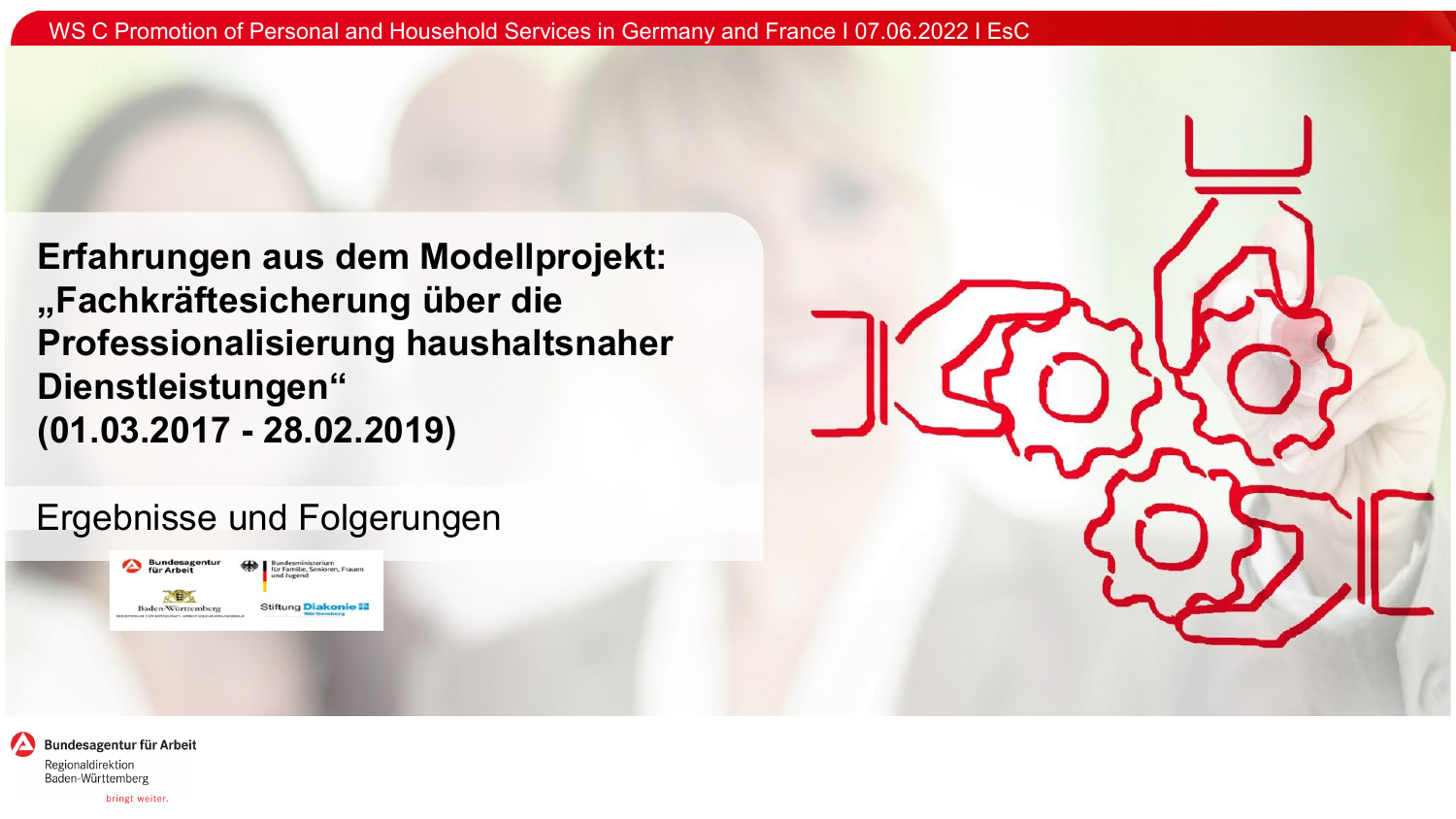# Erfahrungen aus dem Modellprojekt: „Fachkräftesicherung über die Professionalisierung haushaltsnaher Dienstleistungen“ (01.03.2017 - 28.02.2019)

## Ergebnisse und Folgerungen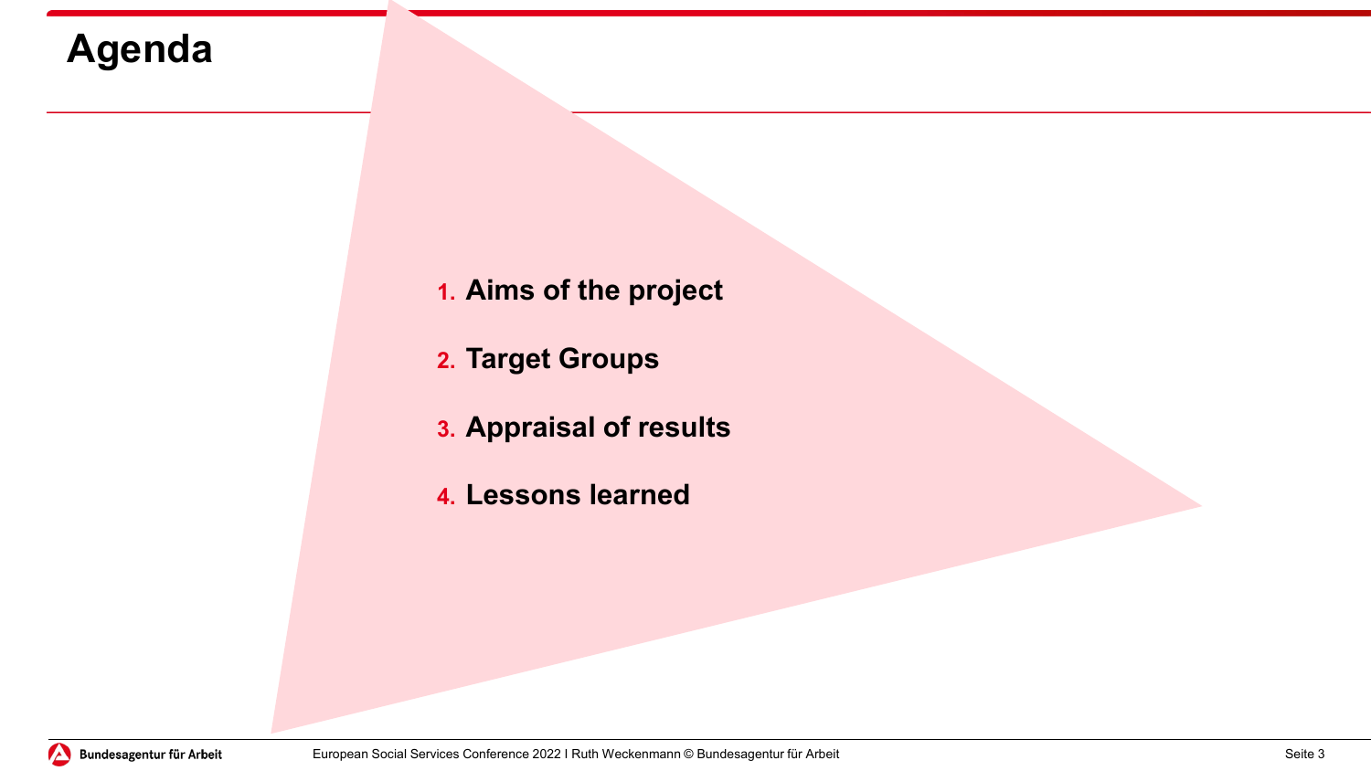# Agenda

1. **Aims of the project**
2. **Target Groups**
3. **Appraisal of results**
4. **Lessons learned**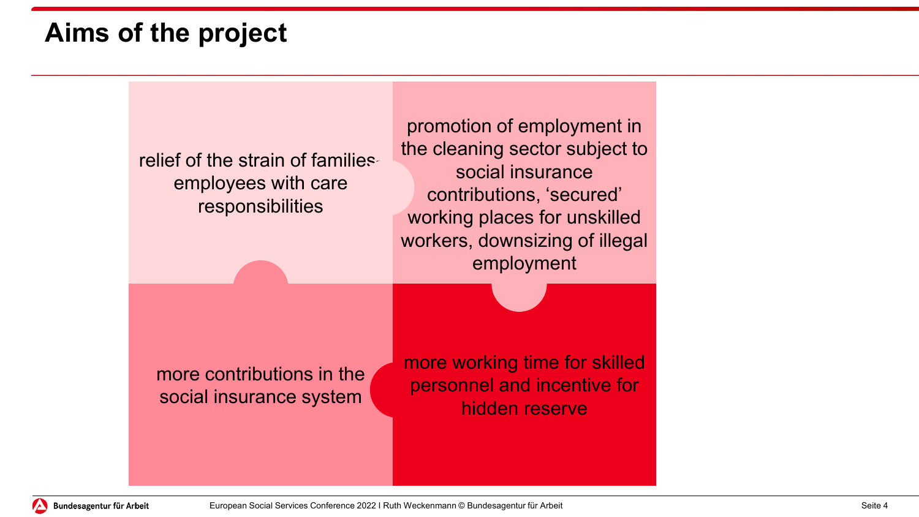# Aims of the project

- relief of the strain of families-employees with care responsibilities
- promotion of employment in the cleaning sector subject to social insurance contributions, ‘secured’ working places for unskilled workers, downsizing of illegal employment
- more contributions in the social insurance system
- more working time for skilled personnel and incentive for hidden reserve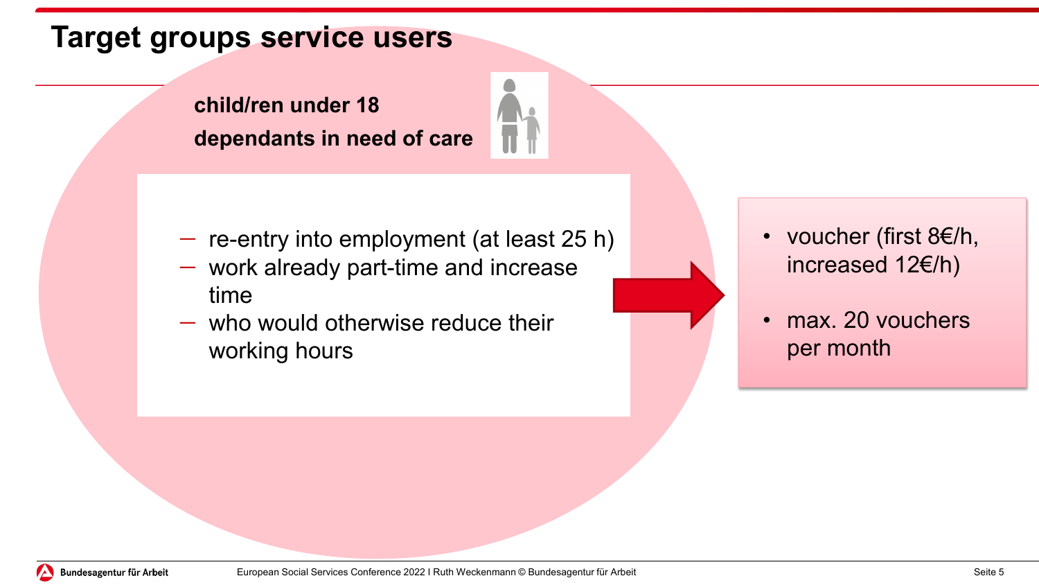# Target groups service users

**child/ren under 18**

**dependants in need of care**

- re-entry into employment (at least 25 h)
- work already part-time and increase time
- who would otherwise reduce their working hours

- voucher (first 8€/h, increased 12€/h)
- max. 20 vouchers per month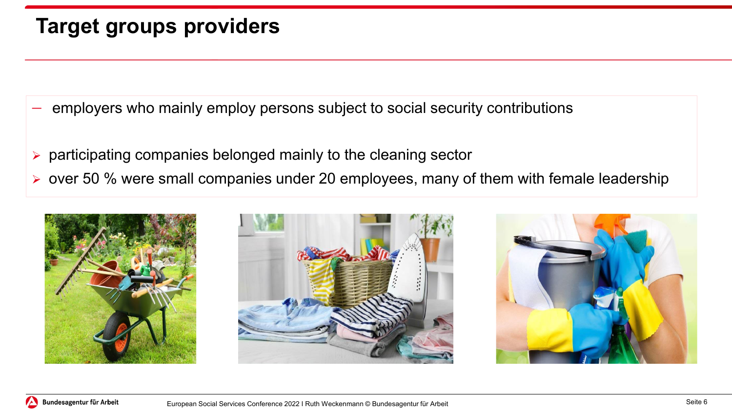# Target groups providers

- employers who mainly employ persons subject to social security contributions

- participating companies belonged mainly to the cleaning sector
- over 50 % were small companies under 20 employees, many of them with female leadership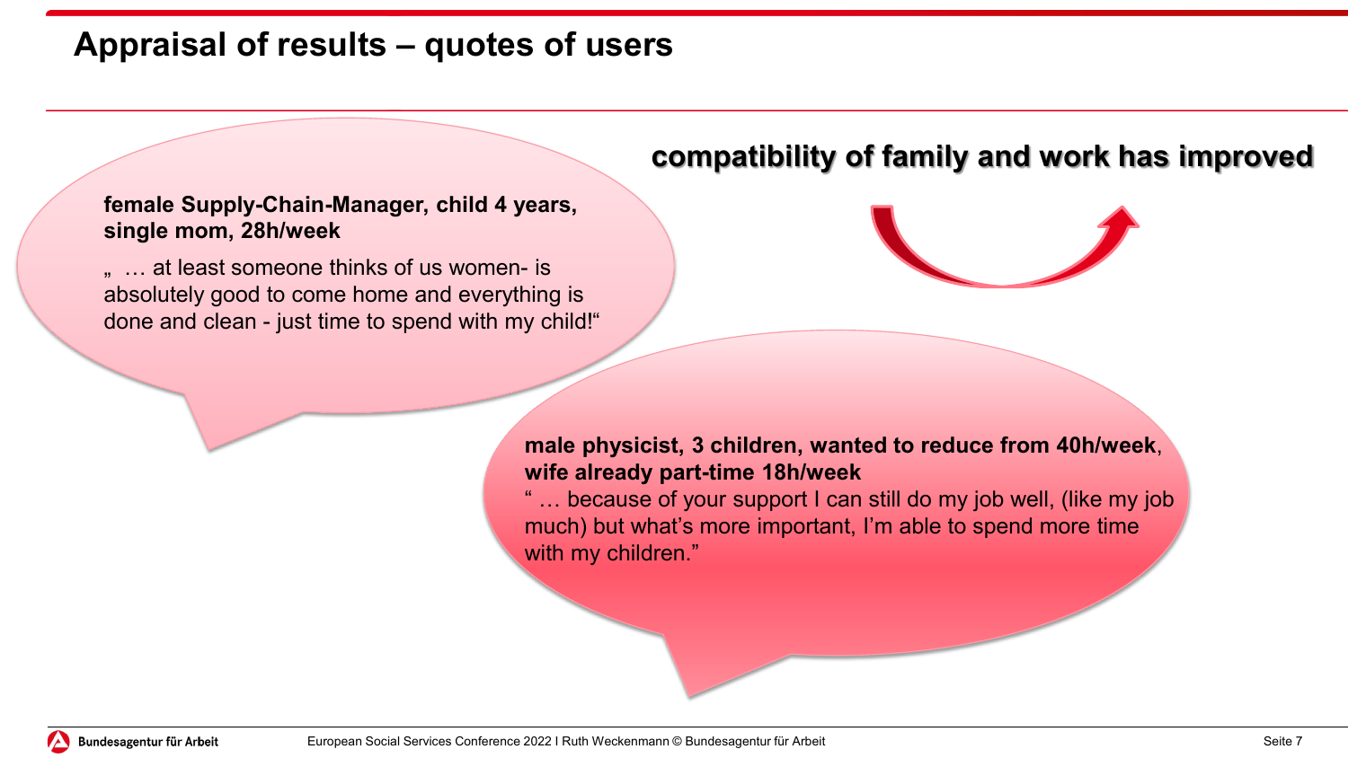# Appraisal of results – quotes of users

**compatibility of family and work has improved**

**female Supply-Chain-Manager, child 4 years, single mom, 28h/week**

„ … at least someone thinks of us women- is absolutely good to come home and everything is done and clean - just time to spend with my child!“

**male physicist, 3 children, wanted to reduce from 40h/week, wife already part-time 18h/week**

“ … because of your support I can still do my job well, (like my job much) but what’s more important, I’m able to spend more time with my children.”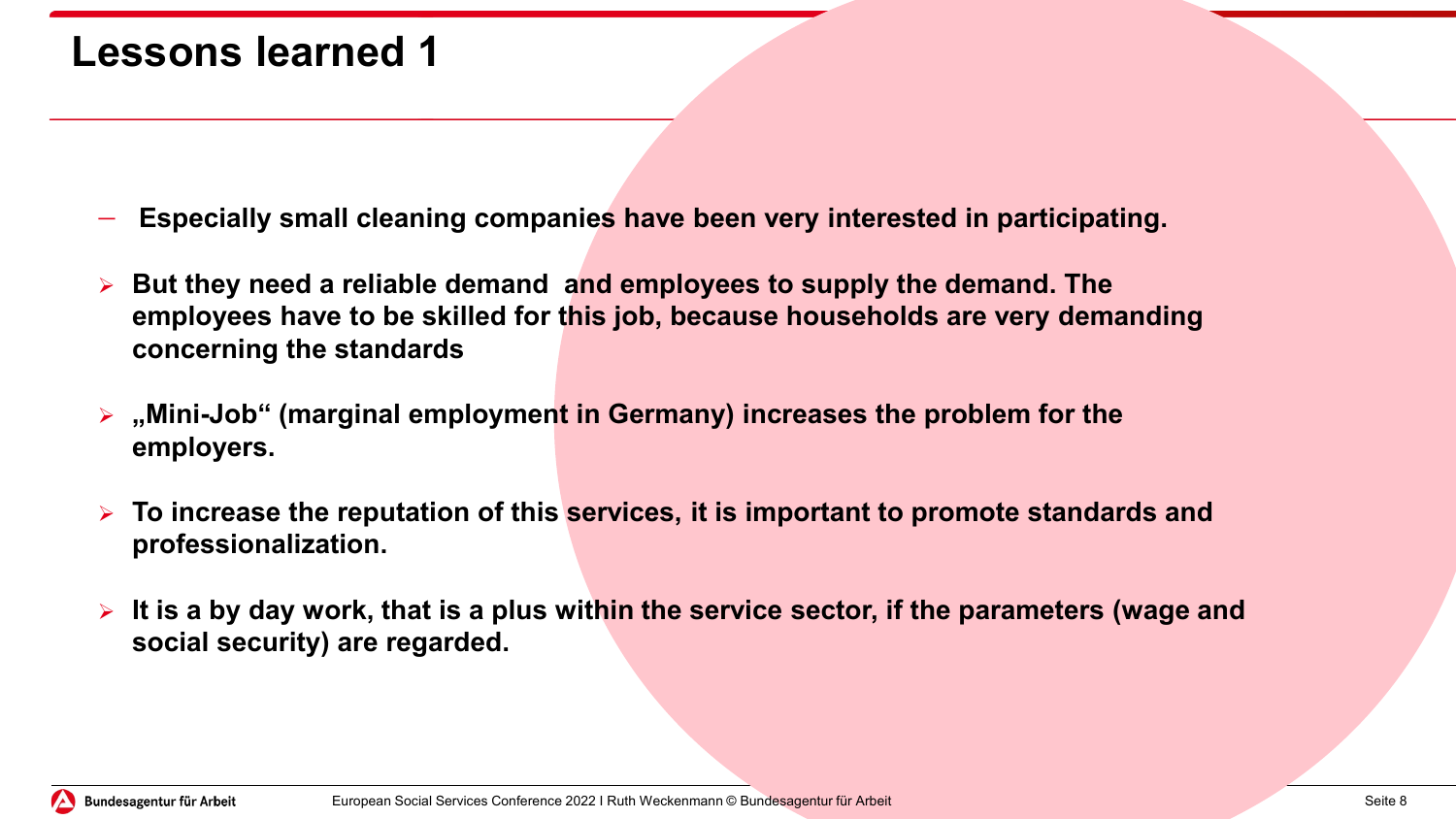# Lessons learned 1

- **Especially small cleaning companies have been very interested in participating.**

- **But they need a reliable demand  and employees to supply the demand. The employees have to be skilled for this job, because households are very demanding concerning the standards**

- **„Mini-Job“ (marginal employment in Germany) increases the problem for the employers.**

- **To increase the reputation of this services, it is important to promote standards and professionalization.**

- **It is a by day work, that is a plus within the service sector, if the parameters (wage and social security) are regarded.**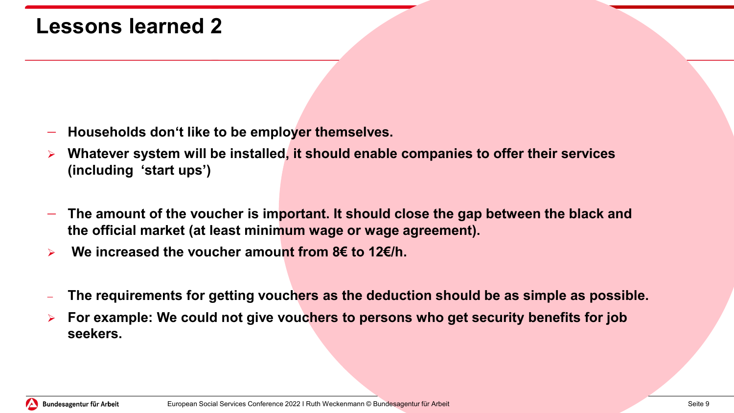# Lessons learned 2

- **Households don‘t like to be employer themselves.**
  - **Whatever system will be installed, it should enable companies to offer their services (including ‘start ups’)**

- **The amount of the voucher is important. It should close the gap between the black and the official market (at least minimum wage or wage agreement).**
  - **We increased the voucher amount from 8€ to 12€/h.**

- **The requirements for getting vouchers as the deduction should be as simple as possible.**
  - **For example: We could not give vouchers to persons who get security benefits for job seekers.**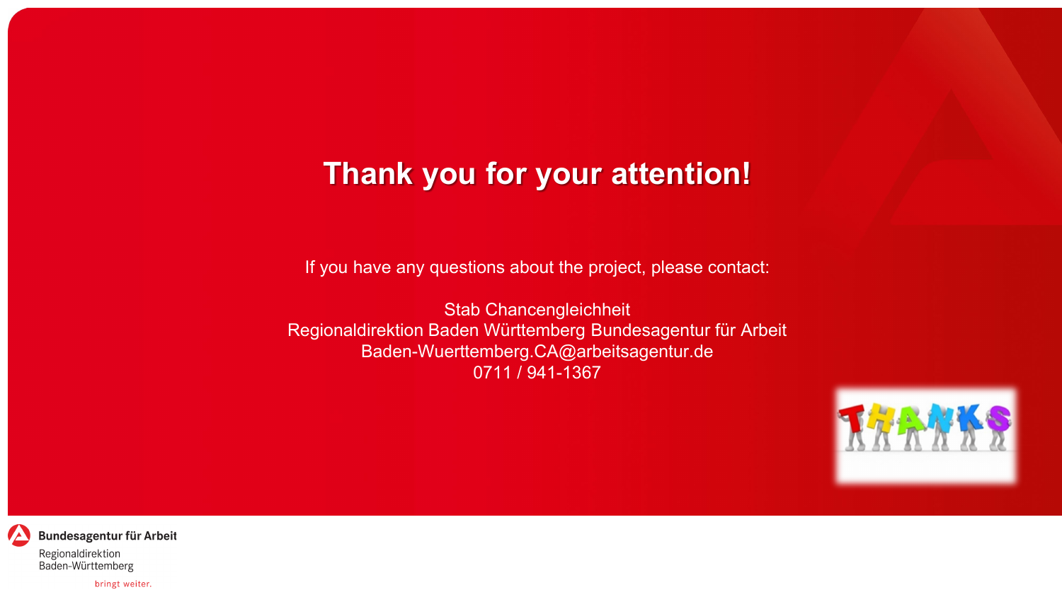# Thank you for your attention!

If you have any questions about the project, please contact:

Stab Chancengleichheit
Regionaldirektion Baden Württemberg Bundesagentur für Arbeit
Baden-Wuerttemberg.CA@arbeitsagentur.de
0711 / 941-1367